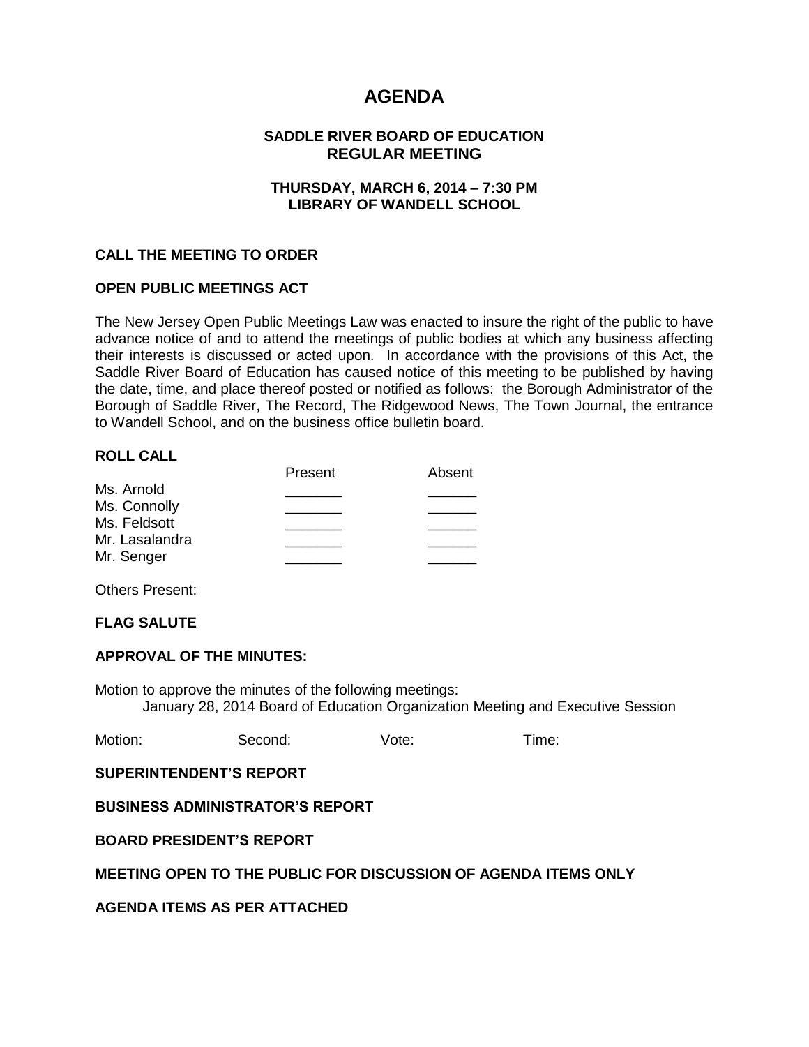# AGENDA

## SADDLE RIVER BOARD OF EDUCATION
## REGULAR MEETING

### THURSDAY, MARCH 6, 2014 – 7:30 PM
### LIBRARY OF WANDELL SCHOOL

**CALL THE MEETING TO ORDER**

**OPEN PUBLIC MEETINGS ACT**

The New Jersey Open Public Meetings Law was enacted to insure the right of the public to have advance notice of and to attend the meetings of public bodies at which any business affecting their interests is discussed or acted upon. In accordance with the provisions of this Act, the Saddle River Board of Education has caused notice of this meeting to be published by having the date, time, and place thereof posted or notified as follows: the Borough Administrator of the Borough of Saddle River, The Record, The Ridgewood News, The Town Journal, the entrance to Wandell School, and on the business office bulletin board.

**ROLL CALL**

| | Present | Absent |
|---|---|---|
| Ms. Arnold | _______ | ______ |
| Ms. Connolly | _______ | ______ |
| Ms. Feldsott | _______ | ______ |
| Mr. Lasalandra | _______ | ______ |
| Mr. Senger | _______ | ______ |

Others Present:

**FLAG SALUTE**

**APPROVAL OF THE MINUTES:**

Motion to approve the minutes of the following meetings:
January 28, 2014 Board of Education Organization Meeting and Executive Session

Motion: Second: Vote: Time:

**SUPERINTENDENT'S REPORT**

**BUSINESS ADMINISTRATOR'S REPORT**

**BOARD PRESIDENT'S REPORT**

**MEETING OPEN TO THE PUBLIC FOR DISCUSSION OF AGENDA ITEMS ONLY**

**AGENDA ITEMS AS PER ATTACHED**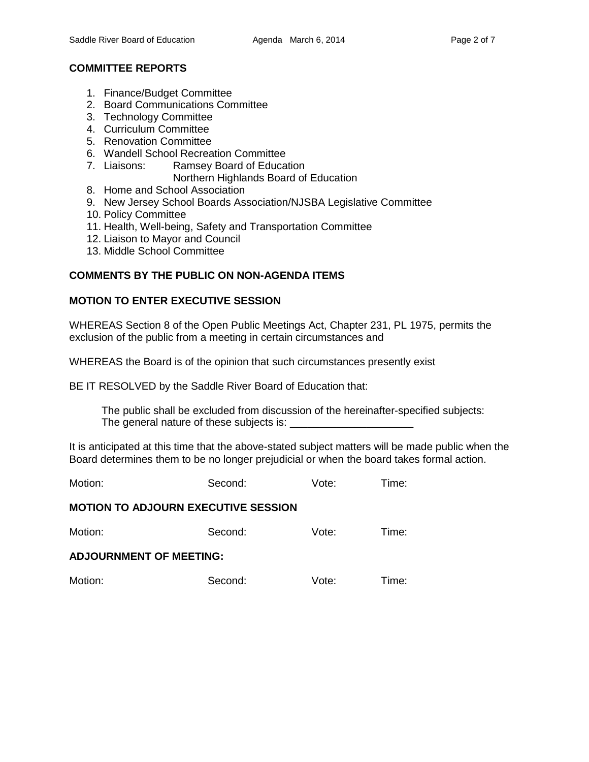## COMMITTEE REPORTS

1. Finance/Budget Committee
2. Board Communications Committee
3. Technology Committee
4. Curriculum Committee
5. Renovation Committee
6. Wandell School Recreation Committee
7. Liaisons: Ramsey Board of Education
   Northern Highlands Board of Education
8. Home and School Association
9. New Jersey School Boards Association/NJSBA Legislative Committee
10. Policy Committee
11. Health, Well-being, Safety and Transportation Committee
12. Liaison to Mayor and Council
13. Middle School Committee

## COMMENTS BY THE PUBLIC ON NON-AGENDA ITEMS

## MOTION TO ENTER EXECUTIVE SESSION

WHEREAS Section 8 of the Open Public Meetings Act, Chapter 231, PL 1975, permits the exclusion of the public from a meeting in certain circumstances and

WHEREAS the Board is of the opinion that such circumstances presently exist

BE IT RESOLVED by the Saddle River Board of Education that:

> The public shall be excluded from discussion of the hereinafter-specified subjects:
> The general nature of these subjects is: _____________________

It is anticipated at this time that the above-stated subject matters will be made public when the Board determines them to be no longer prejudicial or when the board takes formal action.

Motion: Second: Vote: Time:

## MOTION TO ADJOURN EXECUTIVE SESSION

Motion: Second: Vote: Time:

## ADJOURNMENT OF MEETING:

Motion: Second: Vote: Time: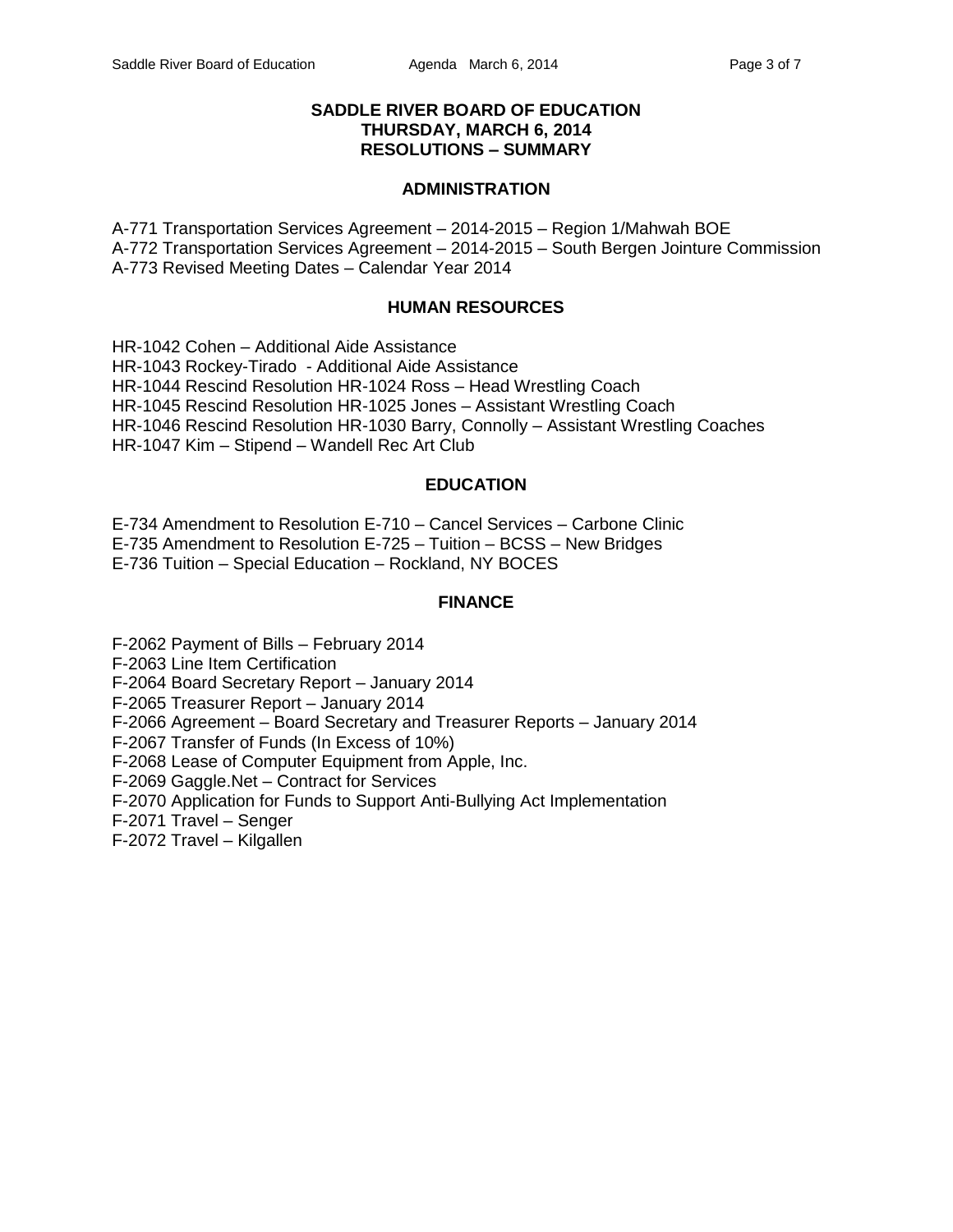# SADDLE RIVER BOARD OF EDUCATION
## THURSDAY, MARCH 6, 2014
## RESOLUTIONS – SUMMARY

### ADMINISTRATION

A-771 Transportation Services Agreement – 2014-2015 – Region 1/Mahwah BOE
A-772 Transportation Services Agreement – 2014-2015 – South Bergen Jointure Commission
A-773 Revised Meeting Dates – Calendar Year 2014

### HUMAN RESOURCES

HR-1042 Cohen – Additional Aide Assistance
HR-1043 Rockey-Tirado - Additional Aide Assistance
HR-1044 Rescind Resolution HR-1024 Ross – Head Wrestling Coach
HR-1045 Rescind Resolution HR-1025 Jones – Assistant Wrestling Coach
HR-1046 Rescind Resolution HR-1030 Barry, Connolly – Assistant Wrestling Coaches
HR-1047 Kim – Stipend – Wandell Rec Art Club

### EDUCATION

E-734 Amendment to Resolution E-710 – Cancel Services – Carbone Clinic
E-735 Amendment to Resolution E-725 – Tuition – BCSS – New Bridges
E-736 Tuition – Special Education – Rockland, NY BOCES

### FINANCE

F-2062 Payment of Bills – February 2014
F-2063 Line Item Certification
F-2064 Board Secretary Report – January 2014
F-2065 Treasurer Report – January 2014
F-2066 Agreement – Board Secretary and Treasurer Reports – January 2014
F-2067 Transfer of Funds (In Excess of 10%)
F-2068 Lease of Computer Equipment from Apple, Inc.
F-2069 Gaggle.Net – Contract for Services
F-2070 Application for Funds to Support Anti-Bullying Act Implementation
F-2071 Travel – Senger
F-2072 Travel – Kilgallen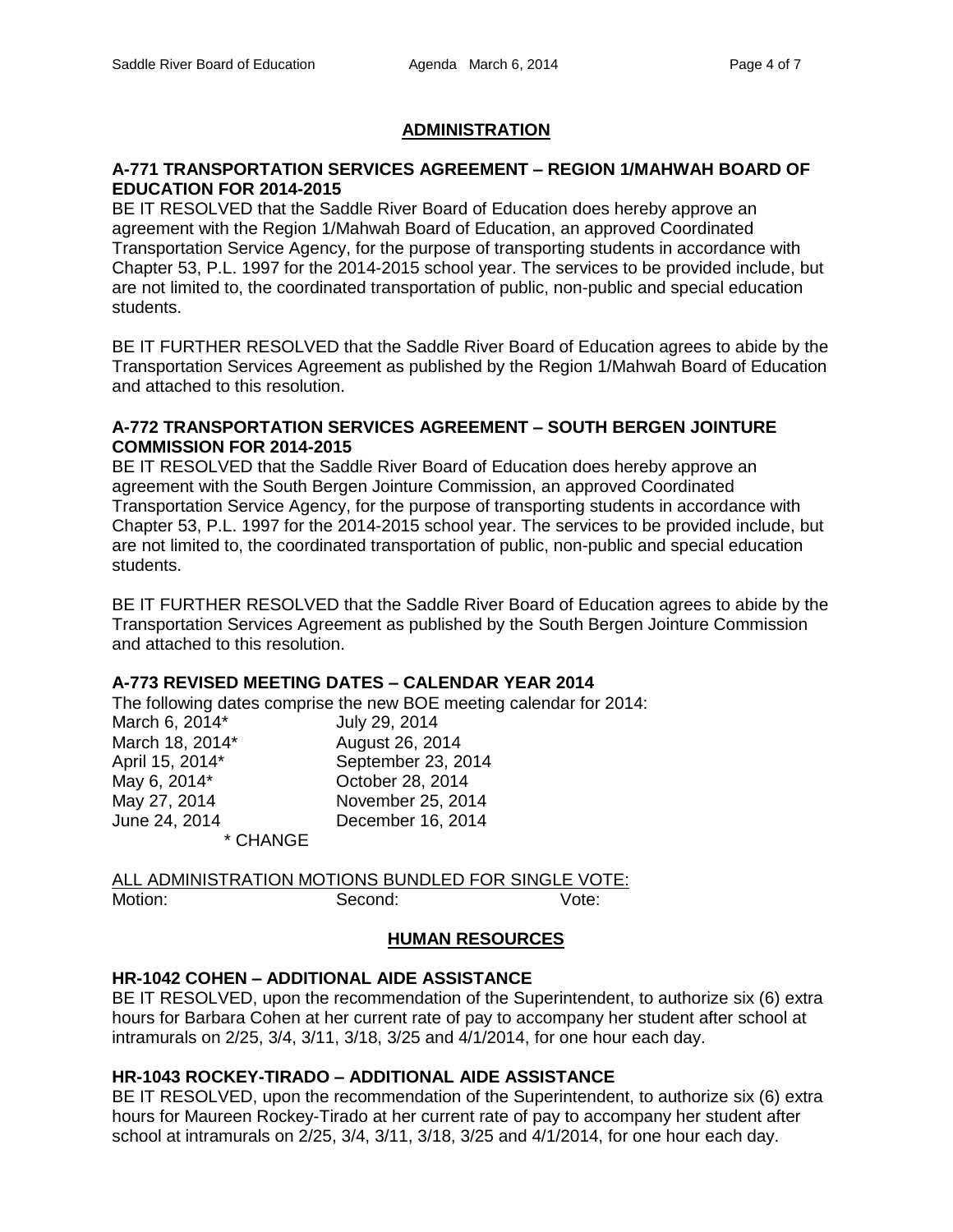## ADMINISTRATION

### A-771 TRANSPORTATION SERVICES AGREEMENT – REGION 1/MAHWAH BOARD OF EDUCATION FOR 2014-2015

BE IT RESOLVED that the Saddle River Board of Education does hereby approve an agreement with the Region 1/Mahwah Board of Education, an approved Coordinated Transportation Service Agency, for the purpose of transporting students in accordance with Chapter 53, P.L. 1997 for the 2014-2015 school year. The services to be provided include, but are not limited to, the coordinated transportation of public, non-public and special education students.

BE IT FURTHER RESOLVED that the Saddle River Board of Education agrees to abide by the Transportation Services Agreement as published by the Region 1/Mahwah Board of Education and attached to this resolution.

### A-772 TRANSPORTATION SERVICES AGREEMENT – SOUTH BERGEN JOINTURE COMMISSION FOR 2014-2015

BE IT RESOLVED that the Saddle River Board of Education does hereby approve an agreement with the South Bergen Jointure Commission, an approved Coordinated Transportation Service Agency, for the purpose of transporting students in accordance with Chapter 53, P.L. 1997 for the 2014-2015 school year. The services to be provided include, but are not limited to, the coordinated transportation of public, non-public and special education students.

BE IT FURTHER RESOLVED that the Saddle River Board of Education agrees to abide by the Transportation Services Agreement as published by the South Bergen Jointure Commission and attached to this resolution.

### A-773 REVISED MEETING DATES – CALENDAR YEAR 2014

The following dates comprise the new BOE meeting calendar for 2014:

| | |
|---|---|
| March 6, 2014* | July 29, 2014 |
| March 18, 2014* | August 26, 2014 |
| April 15, 2014* | September 23, 2014 |
| May 6, 2014* | October 28, 2014 |
| May 27, 2014 | November 25, 2014 |
| June 24, 2014 | December 16, 2014 |

\* CHANGE

ALL ADMINISTRATION MOTIONS BUNDLED FOR SINGLE VOTE:

Motion: Second: Vote:

## HUMAN RESOURCES

### HR-1042 COHEN – ADDITIONAL AIDE ASSISTANCE

BE IT RESOLVED, upon the recommendation of the Superintendent, to authorize six (6) extra hours for Barbara Cohen at her current rate of pay to accompany her student after school at intramurals on 2/25, 3/4, 3/11, 3/18, 3/25 and 4/1/2014, for one hour each day.

### HR-1043 ROCKEY-TIRADO – ADDITIONAL AIDE ASSISTANCE

BE IT RESOLVED, upon the recommendation of the Superintendent, to authorize six (6) extra hours for Maureen Rockey-Tirado at her current rate of pay to accompany her student after school at intramurals on 2/25, 3/4, 3/11, 3/18, 3/25 and 4/1/2014, for one hour each day.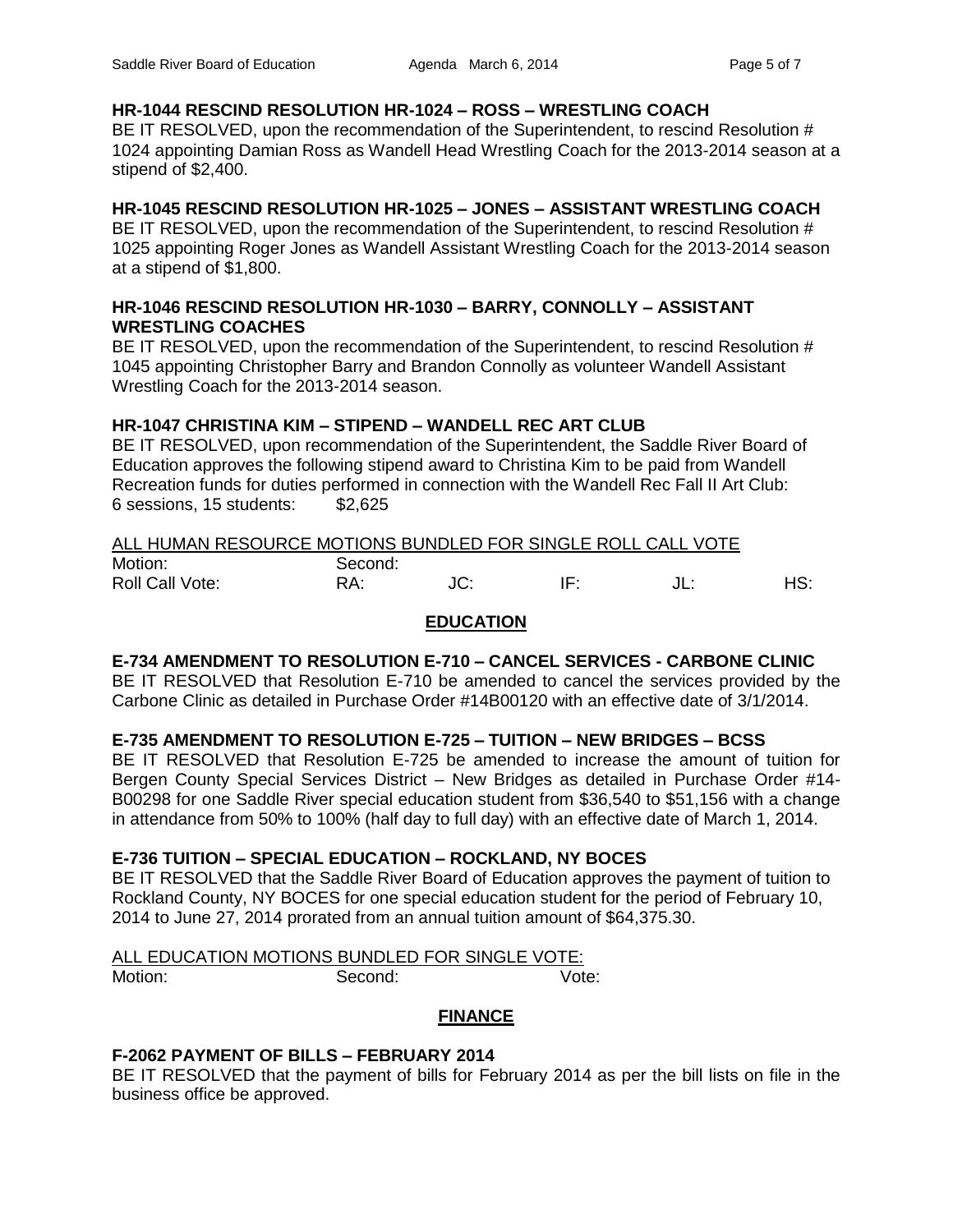**HR-1044 RESCIND RESOLUTION HR-1024 – ROSS – WRESTLING COACH**
BE IT RESOLVED, upon the recommendation of the Superintendent, to rescind Resolution # 1024 appointing Damian Ross as Wandell Head Wrestling Coach for the 2013-2014 season at a stipend of $2,400.

**HR-1045 RESCIND RESOLUTION HR-1025 – JONES – ASSISTANT WRESTLING COACH**
BE IT RESOLVED, upon the recommendation of the Superintendent, to rescind Resolution # 1025 appointing Roger Jones as Wandell Assistant Wrestling Coach for the 2013-2014 season at a stipend of $1,800.

**HR-1046 RESCIND RESOLUTION HR-1030 – BARRY, CONNOLLY – ASSISTANT WRESTLING COACHES**
BE IT RESOLVED, upon the recommendation of the Superintendent, to rescind Resolution # 1045 appointing Christopher Barry and Brandon Connolly as volunteer Wandell Assistant Wrestling Coach for the 2013-2014 season.

**HR-1047 CHRISTINA KIM – STIPEND – WANDELL REC ART CLUB**
BE IT RESOLVED, upon recommendation of the Superintendent, the Saddle River Board of Education approves the following stipend award to Christina Kim to be paid from Wandell Recreation funds for duties performed in connection with the Wandell Rec Fall II Art Club:
6 sessions, 15 students: $2,625

ALL HUMAN RESOURCE MOTIONS BUNDLED FOR SINGLE ROLL CALL VOTE

Motion: Second:

Roll Call Vote: RA: JC: IF: JL: HS:

## EDUCATION

**E-734 AMENDMENT TO RESOLUTION E-710 – CANCEL SERVICES - CARBONE CLINIC**
BE IT RESOLVED that Resolution E-710 be amended to cancel the services provided by the Carbone Clinic as detailed in Purchase Order #14B00120 with an effective date of 3/1/2014.

**E-735 AMENDMENT TO RESOLUTION E-725 – TUITION – NEW BRIDGES – BCSS**
BE IT RESOLVED that Resolution E-725 be amended to increase the amount of tuition for Bergen County Special Services District – New Bridges as detailed in Purchase Order #14-B00298 for one Saddle River special education student from $36,540 to $51,156 with a change in attendance from 50% to 100% (half day to full day) with an effective date of March 1, 2014.

**E-736 TUITION – SPECIAL EDUCATION – ROCKLAND, NY BOCES**
BE IT RESOLVED that the Saddle River Board of Education approves the payment of tuition to Rockland County, NY BOCES for one special education student for the period of February 10, 2014 to June 27, 2014 prorated from an annual tuition amount of $64,375.30.

ALL EDUCATION MOTIONS BUNDLED FOR SINGLE VOTE:

Motion: Second: Vote:

## FINANCE

**F-2062 PAYMENT OF BILLS – FEBRUARY 2014**
BE IT RESOLVED that the payment of bills for February 2014 as per the bill lists on file in the business office be approved.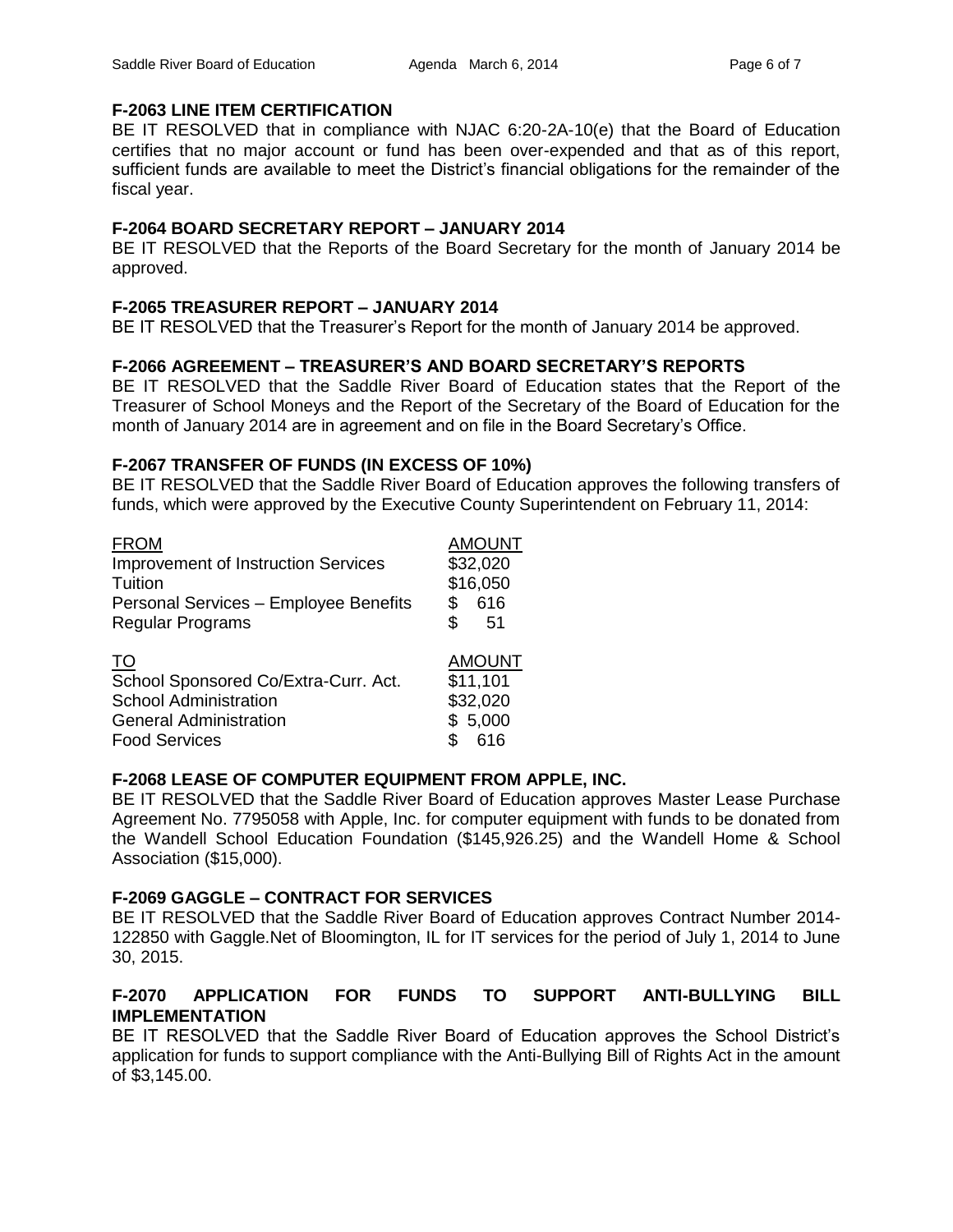### F-2063 LINE ITEM CERTIFICATION

BE IT RESOLVED that in compliance with NJAC 6:20-2A-10(e) that the Board of Education certifies that no major account or fund has been over-expended and that as of this report, sufficient funds are available to meet the District's financial obligations for the remainder of the fiscal year.

### F-2064 BOARD SECRETARY REPORT – JANUARY 2014

BE IT RESOLVED that the Reports of the Board Secretary for the month of January 2014 be approved.

### F-2065 TREASURER REPORT – JANUARY 2014

BE IT RESOLVED that the Treasurer's Report for the month of January 2014 be approved.

### F-2066 AGREEMENT – TREASURER'S AND BOARD SECRETARY'S REPORTS

BE IT RESOLVED that the Saddle River Board of Education states that the Report of the Treasurer of School Moneys and the Report of the Secretary of the Board of Education for the month of January 2014 are in agreement and on file in the Board Secretary's Office.

### F-2067 TRANSFER OF FUNDS (IN EXCESS OF 10%)

BE IT RESOLVED that the Saddle River Board of Education approves the following transfers of funds, which were approved by the Executive County Superintendent on February 11, 2014:

| FROM | AMOUNT |
|---|---|
| Improvement of Instruction Services | $32,020 |
| Tuition | $16,050 |
| Personal Services – Employee Benefits | $ 616 |
| Regular Programs | $ 51 |

| TO | AMOUNT |
|---|---|
| School Sponsored Co/Extra-Curr. Act. | $11,101 |
| School Administration | $32,020 |
| General Administration | $ 5,000 |
| Food Services | $ 616 |

### F-2068 LEASE OF COMPUTER EQUIPMENT FROM APPLE, INC.

BE IT RESOLVED that the Saddle River Board of Education approves Master Lease Purchase Agreement No. 7795058 with Apple, Inc. for computer equipment with funds to be donated from the Wandell School Education Foundation ($145,926.25) and the Wandell Home & School Association ($15,000).

### F-2069 GAGGLE – CONTRACT FOR SERVICES

BE IT RESOLVED that the Saddle River Board of Education approves Contract Number 2014-122850 with Gaggle.Net of Bloomington, IL for IT services for the period of July 1, 2014 to June 30, 2015.

### F-2070 APPLICATION FOR FUNDS TO SUPPORT ANTI-BULLYING BILL IMPLEMENTATION

BE IT RESOLVED that the Saddle River Board of Education approves the School District's application for funds to support compliance with the Anti-Bullying Bill of Rights Act in the amount of $3,145.00.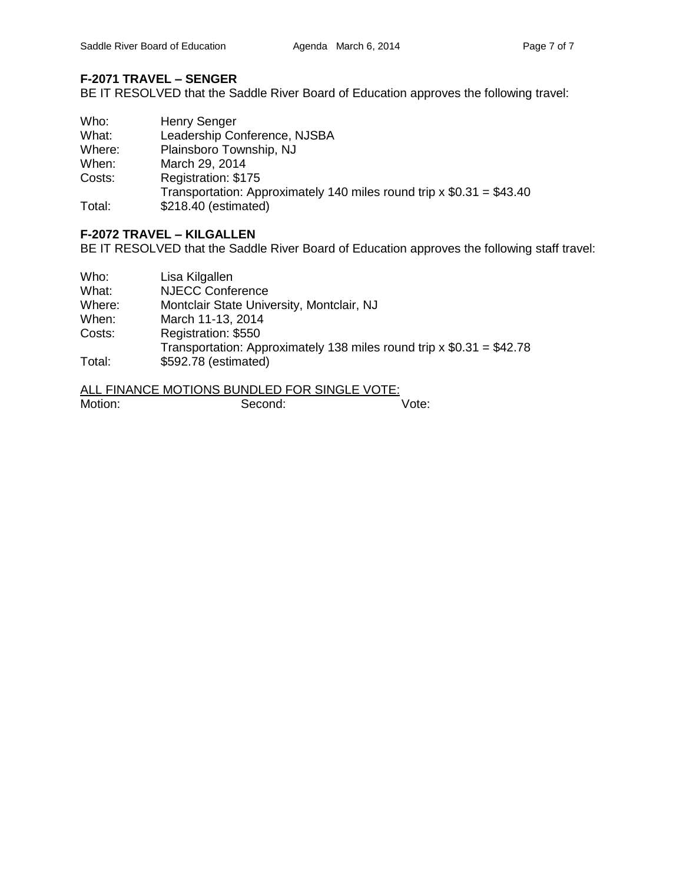**F-2071 TRAVEL – SENGER**

BE IT RESOLVED that the Saddle River Board of Education approves the following travel:

| | |
|---|---|
| Who: | Henry Senger |
| What: | Leadership Conference, NJSBA |
| Where: | Plainsboro Township, NJ |
| When: | March 29, 2014 |
| Costs: | Registration: $175 |
| | Transportation: Approximately 140 miles round trip x $0.31 = $43.40 |
| Total: | $218.40 (estimated) |

**F-2072 TRAVEL – KILGALLEN**

BE IT RESOLVED that the Saddle River Board of Education approves the following staff travel:

| | |
|---|---|
| Who: | Lisa Kilgallen |
| What: | NJECC Conference |
| Where: | Montclair State University, Montclair, NJ |
| When: | March 11-13, 2014 |
| Costs: | Registration: $550 |
| | Transportation: Approximately 138 miles round trip x $0.31 = $42.78 |
| Total: | $592.78 (estimated) |

ALL FINANCE MOTIONS BUNDLED FOR SINGLE VOTE:

Motion: Second: Vote: